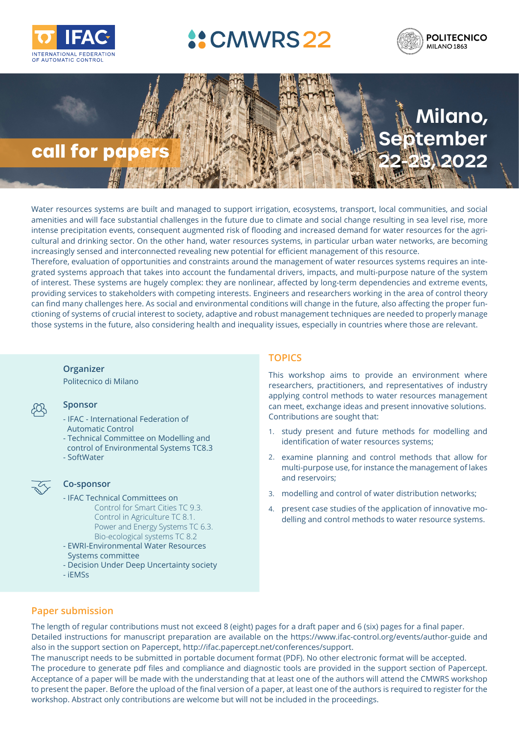IFAC INTERNATIONAL FEDERATION OF AUTOMATIC CONTROL

# CMWRS22

POLITECNICO MILANO 1863

## call for papers

**Milano, September 22-23, 2022**

Water resources systems are built and managed to support irrigation, ecosystems, transport, local communities, and social amenities and will face substantial challenges in the future due to climate and social change resulting in sea level rise, more intense precipitation events, consequent augmented risk of flooding and increased demand for water resources for the agricultural and drinking sector. On the other hand, water resources systems, in particular urban water networks, are becoming increasingly sensed and interconnected revealing new potential for efficient management of this resource.
Therefore, evaluation of opportunities and constraints around the management of water resources systems requires an integrated systems approach that takes into account the fundamental drivers, impacts, and multi-purpose nature of the system of interest. These systems are hugely complex: they are nonlinear, affected by long-term dependencies and extreme events, providing services to stakeholders with competing interests. Engineers and researchers working in the area of control theory can find many challenges here. As social and environmental conditions will change in the future, also affecting the proper functioning of systems of crucial interest to society, adaptive and robust management techniques are needed to properly manage those systems in the future, also considering health and inequality issues, especially in countries where those are relevant.

### Organizer

Politecnico di Milano

### Sponsor

- IFAC - International Federation of Automatic Control
- Technical Committee on Modelling and control of Environmental Systems TC8.3
- SoftWater

### Co-sponsor

- IFAC Technical Committees on
  - Control for Smart Cities TC 9.3.
  - Control in Agriculture TC 8.1.
  - Power and Energy Systems TC 6.3.
  - Bio-ecological systems TC 8.2
- EWRI-Environmental Water Resources Systems committee
- Decision Under Deep Uncertainty society
- iEMSs

## TOPICS

This workshop aims to provide an environment where researchers, practitioners, and representatives of industry applying control methods to water resources management can meet, exchange ideas and present innovative solutions. Contributions are sought that:

1. study present and future methods for modelling and identification of water resources systems;
2. examine planning and control methods that allow for multi-purpose use, for instance the management of lakes and reservoirs;
3. modelling and control of water distribution networks;
4. present case studies of the application of innovative modelling and control methods to water resource systems.

## Paper submission

The length of regular contributions must not exceed 8 (eight) pages for a draft paper and 6 (six) pages for a final paper.
Detailed instructions for manuscript preparation are available on the https://www.ifac-control.org/events/author-guide and also in the support section on Papercept, http://ifac.papercept.net/conferences/support.
The manuscript needs to be submitted in portable document format (PDF). No other electronic format will be accepted.
The procedure to generate pdf files and compliance and diagnostic tools are provided in the support section of Papercept.
Acceptance of a paper will be made with the understanding that at least one of the authors will attend the CMWRS workshop to present the paper. Before the upload of the final version of a paper, at least one of the authors is required to register for the workshop. Abstract only contributions are welcome but will not be included in the proceedings.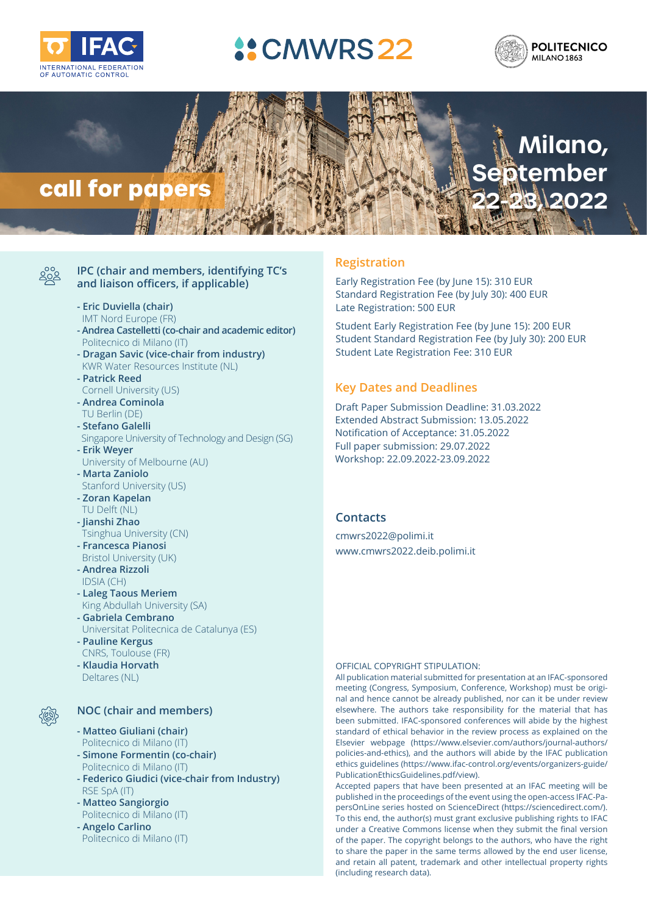CMWRS22

POLITECNICO MILANO 1863

IFAC INTERNATIONAL FEDERATION OF AUTOMATIC CONTROL

# call for papers

## Milano, September 22-23, 2022

## IPC (chair and members, identifying TC's and liaison officers, if applicable)

- **Eric Duviella (chair)**
  IMT Nord Europe (FR)
- **Andrea Castelletti (co-chair and academic editor)**
  Politecnico di Milano (IT)
- **Dragan Savic (vice-chair from industry)**
  KWR Water Resources Institute (NL)
- **Patrick Reed**
  Cornell University (US)
- **Andrea Cominola**
  TU Berlin (DE)
- **Stefano Galelli**
  Singapore University of Technology and Design (SG)
- **Erik Weyer**
  University of Melbourne (AU)
- **Marta Zaniolo**
  Stanford University (US)
- **Zoran Kapelan**
  TU Delft (NL)
- **Jianshi Zhao**
  Tsinghua University (CN)
- **Francesca Pianosi**
  Bristol University (UK)
- **Andrea Rizzoli**
  IDSIA (CH)
- **Laleg Taous Meriem**
  King Abdullah University (SA)
- **Gabriela Cembrano**
  Universitat Politecnica de Catalunya (ES)
- **Pauline Kergus**
  CNRS, Toulouse (FR)
- **Klaudia Horvath**
  Deltares (NL)

## NOC (chair and members)

- **Matteo Giuliani (chair)**
  Politecnico di Milano (IT)
- **Simone Formentin (co-chair)**
  Politecnico di Milano (IT)
- **Federico Giudici (vice-chair from Industry)**
  RSE SpA (IT)
- **Matteo Sangiorgio**
  Politecnico di Milano (IT)
- **Angelo Carlino**
  Politecnico di Milano (IT)

## Registration

Early Registration Fee (by June 15): 310 EUR
Standard Registration Fee (by July 30): 400 EUR
Late Registration: 500 EUR

Student Early Registration Fee (by June 15): 200 EUR
Student Standard Registration Fee (by July 30): 200 EUR
Student Late Registration Fee: 310 EUR

## Key Dates and Deadlines

Draft Paper Submission Deadline: 31.03.2022
Extended Abstract Submission: 13.05.2022
Notification of Acceptance: 31.05.2022
Full paper submission: 29.07.2022
Workshop: 22.09.2022-23.09.2022

## Contacts

cmwrs2022@polimi.it
www.cmwrs2022.deib.polimi.it

OFFICIAL COPYRIGHT STIPULATION:
All publication material submitted for presentation at an IFAC-sponsored meeting (Congress, Symposium, Conference, Workshop) must be original and hence cannot be already published, nor can it be under review elsewhere. The authors take responsibility for the material that has been submitted. IFAC-sponsored conferences will abide by the highest standard of ethical behavior in the review process as explained on the Elsevier webpage (https://www.elsevier.com/authors/journal-authors/policies-and-ethics), and the authors will abide by the IFAC publication ethics guidelines (https://www.ifac-control.org/events/organizers-guide/PublicationEthicsGuidelines.pdf/view).
Accepted papers that have been presented at an IFAC meeting will be published in the proceedings of the event using the open-access IFAC-PapersOnLine series hosted on ScienceDirect (https://sciencedirect.com/). To this end, the author(s) must grant exclusive publishing rights to IFAC under a Creative Commons license when they submit the final version of the paper. The copyright belongs to the authors, who have the right to share the paper in the same terms allowed by the end user license, and retain all patent, trademark and other intellectual property rights (including research data).